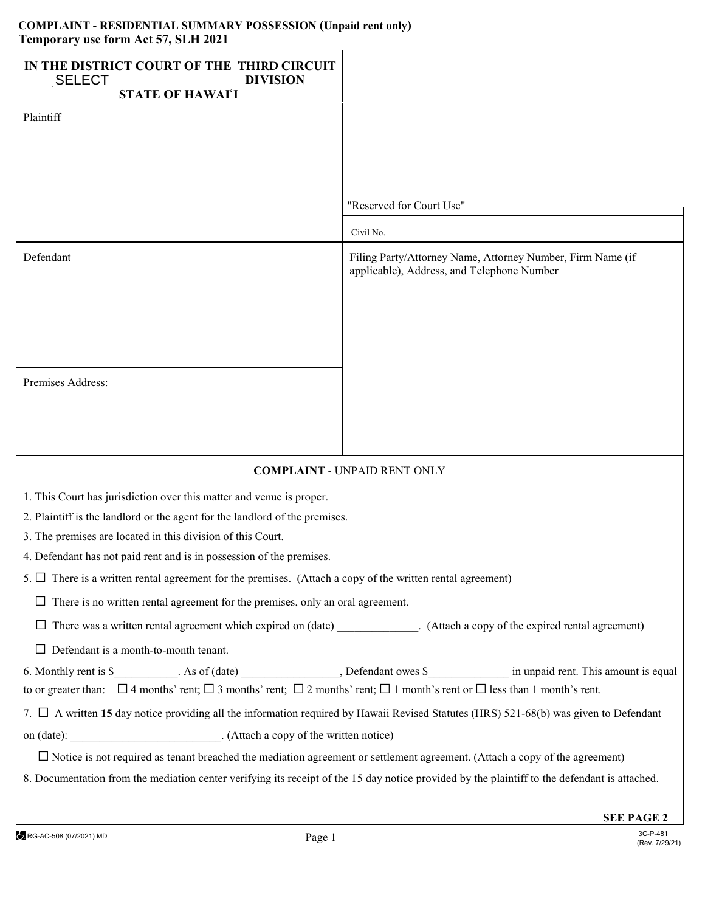**COMPLAINT - RESIDENTIAL SUMMARY POSSESSION (Unpaid rent only)**
**Temporary use form Act 57, SLH 2021**

| **IN THE DISTRICT COURT OF THE THIRD CIRCUIT**<br>SELECT **DIVISION**<br>**STATE OF HAWAIʻI** | |
|---|---|
| Plaintiff | "Reserved for Court Use" |
| | Civil No. |
| Defendant | Filing Party/Attorney Name, Attorney Number, Firm Name (if applicable), Address, and Telephone Number |
| Premises Address: | |

**COMPLAINT** - UNPAID RENT ONLY

1. This Court has jurisdiction over this matter and venue is proper.
2. Plaintiff is the landlord or the agent for the landlord of the premises.
3. The premises are located in this division of this Court.
4. Defendant has not paid rent and is in possession of the premises.
5. ☐ There is a written rental agreement for the premises. (Attach a copy of the written rental agreement)

   ☐ There is no written rental agreement for the premises, only an oral agreement.

   ☐ There was a written rental agreement which expired on (date) ______________. (Attach a copy of the expired rental agreement)

   ☐ Defendant is a month-to-month tenant.
6. Monthly rent is $___________. As of (date) _________________, Defendant owes $______________ in unpaid rent. This amount is equal to or greater than: ☐ 4 months' rent; ☐ 3 months' rent; ☐ 2 months' rent; ☐ 1 month's rent or ☐ less than 1 month's rent.
7. ☐ A written **15** day notice providing all the information required by Hawaii Revised Statutes (HRS) 521-68(b) was given to Defendant on (date): __________________________. (Attach a copy of the written notice)

   ☐ Notice is not required as tenant breached the mediation agreement or settlement agreement. (Attach a copy of the agreement)
8. Documentation from the mediation center verifying its receipt of the 15 day notice provided by the plaintiff to the defendant is attached.

**SEE PAGE 2**

RG-AC-508 (07/2021) MD

3C-P-481 (Rev. 7/29/21)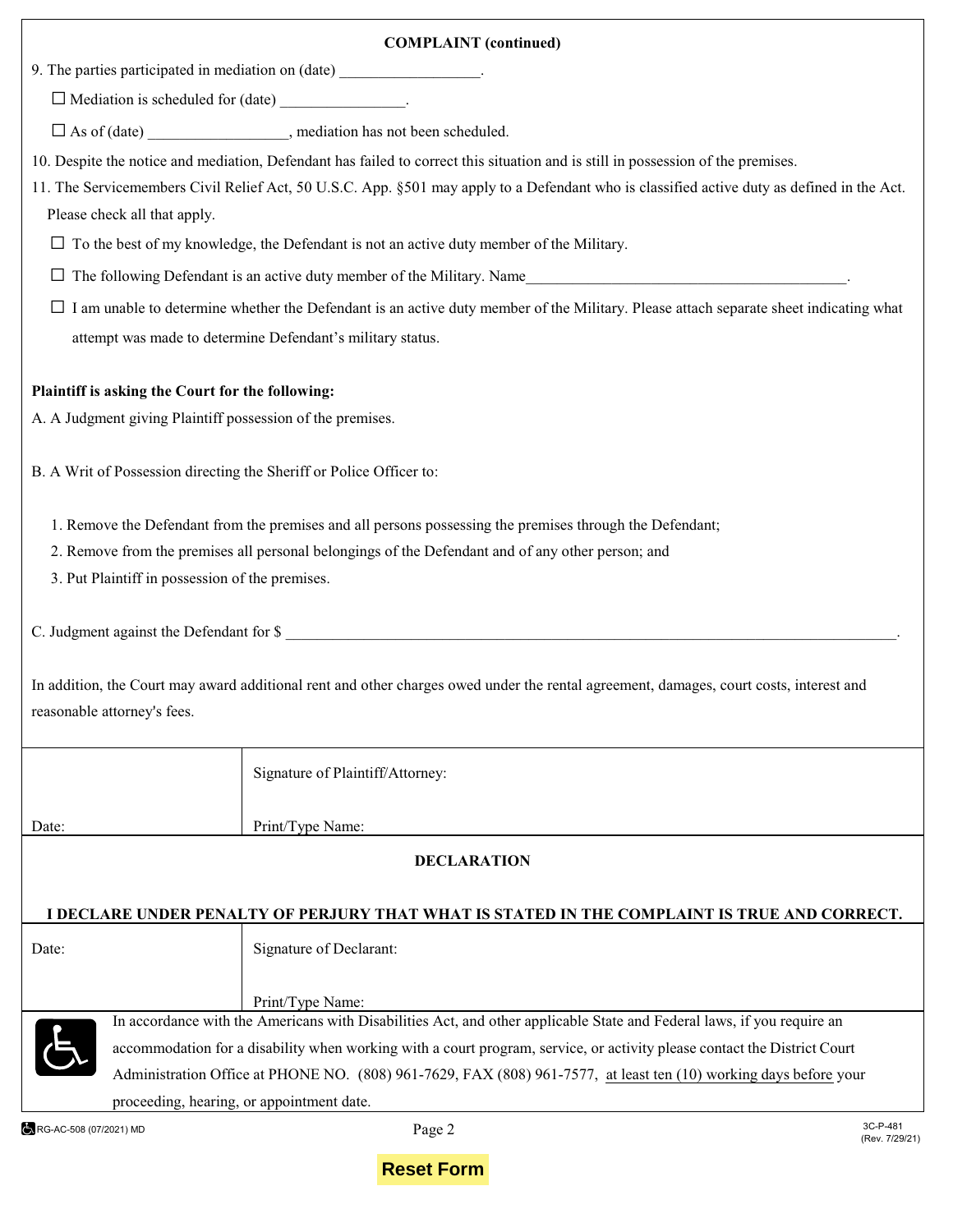**COMPLAINT (continued)**

9. The parties participated in mediation on (date) __________________.

☐ Mediation is scheduled for (date) ________________.

☐ As of (date) __________________, mediation has not been scheduled.

10. Despite the notice and mediation, Defendant has failed to correct this situation and is still in possession of the premises.

11. The Servicemembers Civil Relief Act, 50 U.S.C. App. §501 may apply to a Defendant who is classified active duty as defined in the Act. Please check all that apply.

☐ To the best of my knowledge, the Defendant is not an active duty member of the Military.

☐ The following Defendant is an active duty member of the Military. Name__________________________________________.

☐ I am unable to determine whether the Defendant is an active duty member of the Military. Please attach separate sheet indicating what attempt was made to determine Defendant's military status.

**Plaintiff is asking the Court for the following:**

A. A Judgment giving Plaintiff possession of the premises.

B. A Writ of Possession directing the Sheriff or Police Officer to:

1. Remove the Defendant from the premises and all persons possessing the premises through the Defendant;
2. Remove from the premises all personal belongings of the Defendant and of any other person; and
3. Put Plaintiff in possession of the premises.

C. Judgment against the Defendant for $ ________________________________________________________________________________.

In addition, the Court may award additional rent and other charges owed under the rental agreement, damages, court costs, interest and reasonable attorney's fees.

| | |
|---|---|
| Date: | Signature of Plaintiff/Attorney: <br><br> Print/Type Name: |

**DECLARATION**

**I DECLARE UNDER PENALTY OF PERJURY THAT WHAT IS STATED IN THE COMPLAINT IS TRUE AND CORRECT.**

| | |
|---|---|
| Date: | Signature of Declarant: <br><br> Print/Type Name: |

In accordance with the Americans with Disabilities Act, and other applicable State and Federal laws, if you require an accommodation for a disability when working with a court program, service, or activity please contact the District Court Administration Office at PHONE NO. (808) 961-7629, FAX (808) 961-7577, at least ten (10) working days before your proceeding, hearing, or appointment date.

RG-AC-508 (07/2021) MD

3C-P-481
(Rev. 7/29/21)

Reset Form